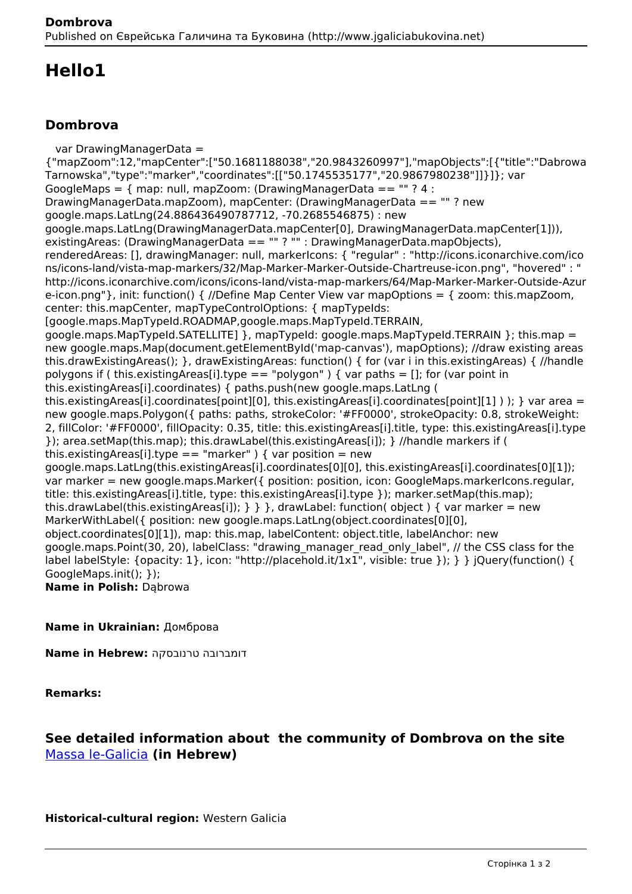# Hello1

## Dombrova

var DrawingManagerData = {"mapZoom":12,"mapCenter":["50.1681188038","20.9843260997"],"mapObjects":[{"title":"Dabrowa Tarnowska","type":"marker","coordinates":[["50.1745535177","20.9867980238"]]}]}; var GoogleMaps = { map: null, mapZoom: (DrawingManagerData == "" ? 4 : DrawingManagerData.mapZoom), mapCenter: (DrawingManagerData == "" ? new google.maps.LatLng(24.886436490787712, -70.2685546875) : new google.maps.LatLng(DrawingManagerData.mapCenter[0], DrawingManagerData.mapCenter[1])), existingAreas: (DrawingManagerData == "" ? "" : DrawingManagerData.mapObjects), renderedAreas: [], drawingManager: null, markerIcons: { "regular" : "http://icons.iconarchive.com/icons/icons-land/vista-map-markers/32/Map-Marker-Marker-Outside-Chartreuse-icon.png", "hovered" : "http://icons.iconarchive.com/icons/icons-land/vista-map-markers/64/Map-Marker-Marker-Outside-Azure-icon.png"}, init: function() { //Define Map Center View var mapOptions = { zoom: this.mapZoom, center: this.mapCenter, mapTypeControlOptions: { mapTypeIds: [google.maps.MapTypeId.ROADMAP,google.maps.MapTypeId.TERRAIN, google.maps.MapTypeId.SATELLITE] }, mapTypeId: google.maps.MapTypeId.TERRAIN }; this.map = new google.maps.Map(document.getElementById('map-canvas'), mapOptions); //draw existing areas this.drawExistingAreas(); }, drawExistingAreas: function() { for (var i in this.existingAreas) { //handle polygons if ( this.existingAreas[i].type == "polygon" ) { var paths = []; for (var point in this.existingAreas[i].coordinates) { paths.push(new google.maps.LatLng ( this.existingAreas[i].coordinates[point][0], this.existingAreas[i].coordinates[point][1] ) ); } var area = new google.maps.Polygon({ paths: paths, strokeColor: '#FF0000', strokeOpacity: 0.8, strokeWeight: 2, fillColor: '#FF0000', fillOpacity: 0.35, title: this.existingAreas[i].title, type: this.existingAreas[i].type }); area.setMap(this.map); this.drawLabel(this.existingAreas[i]); } //handle markers if ( this.existingAreas[i].type == "marker" ) { var position = new google.maps.LatLng(this.existingAreas[i].coordinates[0][0], this.existingAreas[i].coordinates[0][1]); var marker = new google.maps.Marker({ position: position, icon: GoogleMaps.markerIcons.regular, title: this.existingAreas[i].title, type: this.existingAreas[i].type }); marker.setMap(this.map); this.drawLabel(this.existingAreas[i]); } } }, drawLabel: function( object ) { var marker = new MarkerWithLabel({ position: new google.maps.LatLng(object.coordinates[0][0], object.coordinates[0][1]), map: this.map, labelContent: object.title, labelAnchor: new google.maps.Point(30, 20), labelClass: "drawing_manager_read_only_label", // the CSS class for the label labelStyle: {opacity: 1}, icon: "http://placehold.it/1x1", visible: true }); } } jQuery(function() { GoogleMaps.init(); });

**Name in Polish:** Dąbrowa

**Name in Ukrainian:** Домброва

**Name in Hebrew:** דומברובה טרנובסקה

**Remarks:**

### See detailed information about the community of Dombrova on the site Massa le-Galicia (in Hebrew)

**Historical-cultural region:** Western Galicia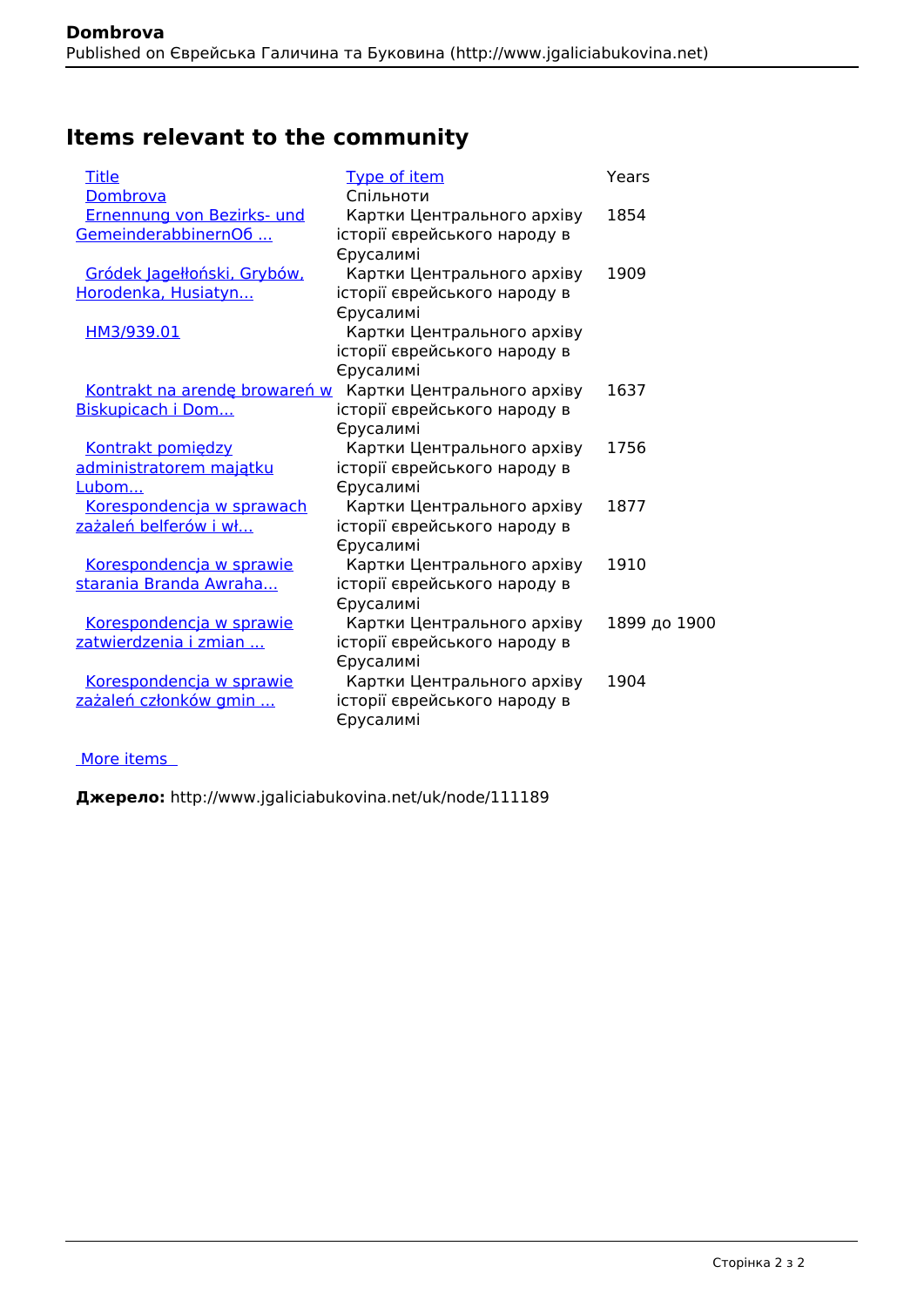## Items relevant to the community

| Title | Type of item | Years |
|---|---|---|
| Dombrova | Спільноти | |
| Ernennung von Bezirks- und GemeinderabbinernОб ... | Картки Центрального архіву історії єврейського народу в Єрусалимі | 1854 |
| Gródek Jagełłoński, Grybów, Horodenka, Husiatyn... | Картки Центрального архіву історії єврейського народу в Єрусалимі | 1909 |
| HM3/939.01 | Картки Центрального архіву історії єврейського народу в Єрусалимі | |
| Kontrakt na arendę browareń w Biskupicach i Dom... | Картки Центрального архіву історії єврейського народу в Єрусалимі | 1637 |
| Kontrakt pomiędzy administratorem majątku Lubom... | Картки Центрального архіву історії єврейського народу в Єрусалимі | 1756 |
| Korespondencja w sprawach zażaleń belferów i wł... | Картки Центрального архіву історії єврейського народу в Єрусалимі | 1877 |
| Korespondencja w sprawie starania Branda Awraha... | Картки Центрального архіву історії єврейського народу в Єрусалимі | 1910 |
| Korespondencja w sprawie zatwierdzenia i zmian ... | Картки Центрального архіву історії єврейського народу в Єрусалимі | 1899 до 1900 |
| Korespondencja w sprawie zażaleń członków gmin ... | Картки Центрального архіву історії єврейського народу в Єрусалимі | 1904 |

More items

**Джерело:** http://www.jgaliciabukovina.net/uk/node/111189